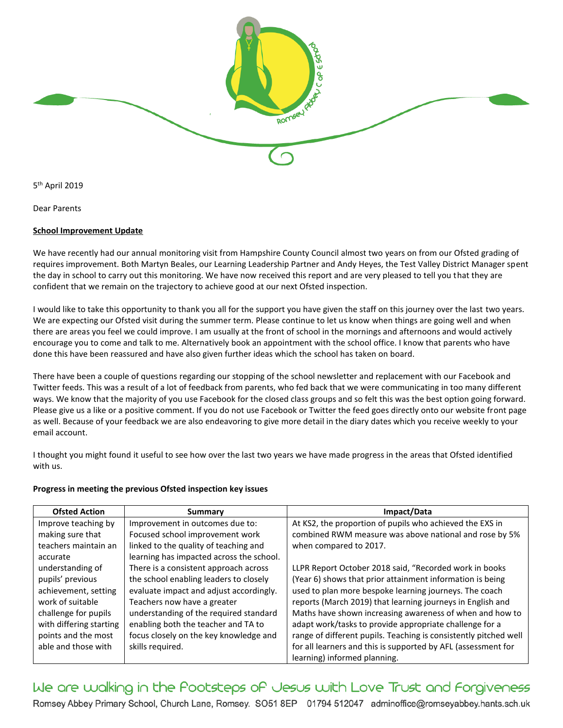5th April 2019

Dear Parents

**School Improvement Update**

We have recently had our annual monitoring visit from Hampshire County Council almost two years on from our Ofsted grading of requires improvement. Both Martyn Beales, our Learning Leadership Partner and Andy Heyes, the Test Valley District Manager spent the day in school to carry out this monitoring. We have now received this report and are very pleased to tell you that they are confident that we remain on the trajectory to achieve good at our next Ofsted inspection.

I would like to take this opportunity to thank you all for the support you have given the staff on this journey over the last two years. We are expecting our Ofsted visit during the summer term. Please continue to let us know when things are going well and when there are areas you feel we could improve. I am usually at the front of school in the mornings and afternoons and would actively encourage you to come and talk to me. Alternatively book an appointment with the school office. I know that parents who have done this have been reassured and have also given further ideas which the school has taken on board.

There have been a couple of questions regarding our stopping of the school newsletter and replacement with our Facebook and Twitter feeds. This was a result of a lot of feedback from parents, who fed back that we were communicating in too many different ways. We know that the majority of you use Facebook for the closed class groups and so felt this was the best option going forward. Please give us a like or a positive comment. If you do not use Facebook or Twitter the feed goes directly onto our website front page as well. Because of your feedback we are also endeavoring to give more detail in the diary dates which you receive weekly to your email account.

I thought you might found it useful to see how over the last two years we have made progress in the areas that Ofsted identified with us.

**Progress in meeting the previous Ofsted inspection key issues**

| Ofsted Action | Summary | Impact/Data |
|---|---|---|
| Improve teaching by making sure that teachers maintain an accurate understanding of pupils' previous achievement, setting work of suitable challenge for pupils with differing starting points and the most able and those with | Improvement in outcomes due to: Focused school improvement work linked to the quality of teaching and learning has impacted across the school. There is a consistent approach across the school enabling leaders to closely evaluate impact and adjust accordingly. Teachers now have a greater understanding of the required standard enabling both the teacher and TA to focus closely on the key knowledge and skills required. | At KS2, the proportion of pupils who achieved the EXS in combined RWM measure was above national and rose by 5% when compared to 2017.<br><br>LLPR Report October 2018 said, "Recorded work in books (Year 6) shows that prior attainment information is being used to plan more bespoke learning journeys. The coach reports (March 2019) that learning journeys in English and Maths have shown increasing awareness of when and how to adapt work/tasks to provide appropriate challenge for a range of different pupils. Teaching is consistently pitched well for all learners and this is supported by AFL (assessment for learning) informed planning. |

We are walking in the footsteps of Jesus with Love Trust and Forgiveness

Romsey Abbey Primary School, Church Lane, Romsey. SO51 8EP 01794 512047 adminoffice@romseyabbey.hants.sch.uk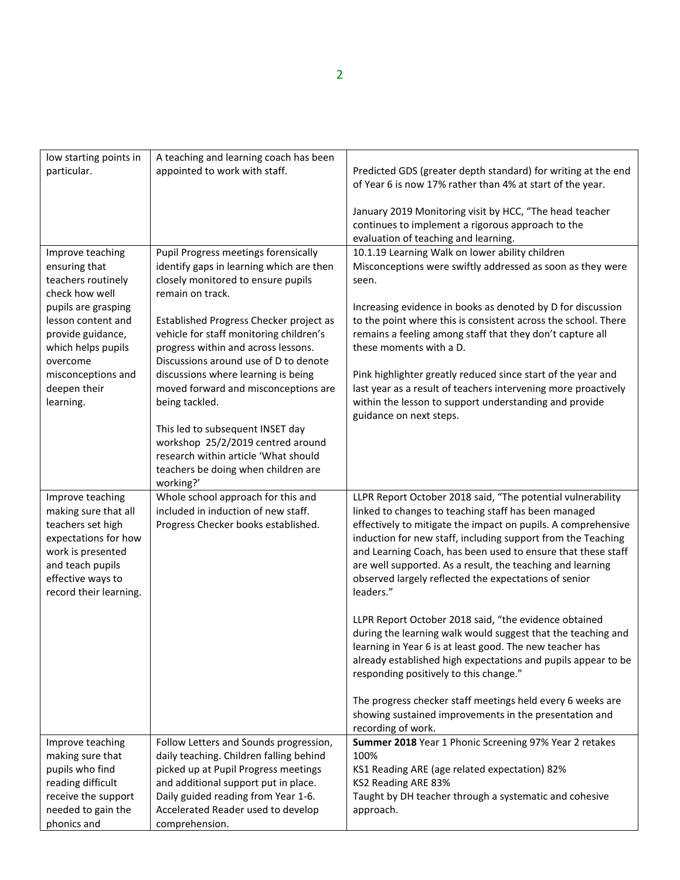| | | |
|---|---|---|
| low starting points in particular. | A teaching and learning coach has been appointed to work with staff. | Predicted GDS (greater depth standard) for writing at the end of Year 6 is now 17% rather than 4% at start of the year.<br><br>January 2019 Monitoring visit by HCC, "The head teacher continues to implement a rigorous approach to the evaluation of teaching and learning. |
| Improve teaching ensuring that teachers routinely check how well pupils are grasping lesson content and provide guidance, which helps pupils overcome misconceptions and deepen their learning. | Pupil Progress meetings forensically identify gaps in learning which are then closely monitored to ensure pupils remain on track.<br><br>Established Progress Checker project as vehicle for staff monitoring children's progress within and across lessons. Discussions around use of D to denote discussions where learning is being moved forward and misconceptions are being tackled.<br><br>This led to subsequent INSET day workshop 25/2/2019 centred around research within article 'What should teachers be doing when children are working?' | 10.1.19 Learning Walk on lower ability children Misconceptions were swiftly addressed as soon as they were seen.<br><br>Increasing evidence in books as denoted by D for discussion to the point where this is consistent across the school. There remains a feeling among staff that they don't capture all these moments with a D.<br><br>Pink highlighter greatly reduced since start of the year and last year as a result of teachers intervening more proactively within the lesson to support understanding and provide guidance on next steps. |
| Improve teaching making sure that all teachers set high expectations for how work is presented and teach pupils effective ways to record their learning. | Whole school approach for this and included in induction of new staff. Progress Checker books established. | LLPR Report October 2018 said, "The potential vulnerability linked to changes to teaching staff has been managed effectively to mitigate the impact on pupils. A comprehensive induction for new staff, including support from the Teaching and Learning Coach, has been used to ensure that these staff are well supported. As a result, the teaching and learning observed largely reflected the expectations of senior leaders."<br><br>LLPR Report October 2018 said, "the evidence obtained during the learning walk would suggest that the teaching and learning in Year 6 is at least good. The new teacher has already established high expectations and pupils appear to be responding positively to this change."<br><br>The progress checker staff meetings held every 6 weeks are showing sustained improvements in the presentation and recording of work. |
| Improve teaching making sure that pupils who find reading difficult receive the support needed to gain the phonics and | Follow Letters and Sounds progression, daily teaching. Children falling behind picked up at Pupil Progress meetings and additional support put in place. Daily guided reading from Year 1-6. Accelerated Reader used to develop comprehension. | **Summer 2018** Year 1 Phonic Screening 97% Year 2 retakes 100%<br>KS1 Reading ARE (age related expectation) 82%<br>KS2 Reading ARE 83%<br>Taught by DH teacher through a systematic and cohesive approach. |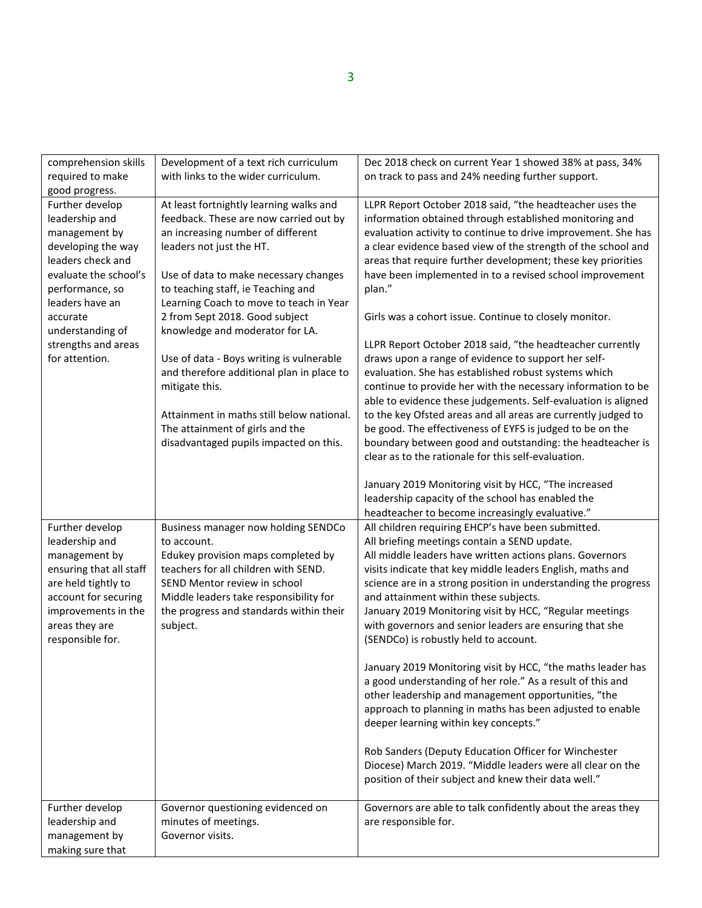| | | |
|---|---|---|
| comprehension skills required to make good progress. | Development of a text rich curriculum with links to the wider curriculum. | Dec 2018 check on current Year 1 showed 38% at pass, 34% on track to pass and 24% needing further support. |
| Further develop leadership and management by developing the way leaders check and evaluate the school's performance, so leaders have an accurate understanding of strengths and areas for attention. | At least fortnightly learning walks and feedback. These are now carried out by an increasing number of different leaders not just the HT.<br><br>Use of data to make necessary changes to teaching staff, ie Teaching and Learning Coach to move to teach in Year 2 from Sept 2018. Good subject knowledge and moderator for LA.<br><br>Use of data - Boys writing is vulnerable and therefore additional plan in place to mitigate this.<br><br>Attainment in maths still below national. The attainment of girls and the disadvantaged pupils impacted on this. | LLPR Report October 2018 said, "the headteacher uses the information obtained through established monitoring and evaluation activity to continue to drive improvement. She has a clear evidence based view of the strength of the school and areas that require further development; these key priorities have been implemented in to a revised school improvement plan."<br><br>Girls was a cohort issue. Continue to closely monitor.<br><br>LLPR Report October 2018 said, "the headteacher currently draws upon a range of evidence to support her self-evaluation. She has established robust systems which continue to provide her with the necessary information to be able to evidence these judgements. Self-evaluation is aligned to the key Ofsted areas and all areas are currently judged to be good. The effectiveness of EYFS is judged to be on the boundary between good and outstanding: the headteacher is clear as to the rationale for this self-evaluation.<br><br>January 2019 Monitoring visit by HCC, "The increased leadership capacity of the school has enabled the headteacher to become increasingly evaluative." |
| Further develop leadership and management by ensuring that all staff are held tightly to account for securing improvements in the areas they are responsible for. | Business manager now holding SENDCo to account.<br>Edukey provision maps completed by teachers for all children with SEND.<br>SEND Mentor review in school<br>Middle leaders take responsibility for the progress and standards within their subject. | All children requiring EHCP's have been submitted.<br>All briefing meetings contain a SEND update.<br>All middle leaders have written actions plans. Governors visits indicate that key middle leaders English, maths and science are in a strong position in understanding the progress and attainment within these subjects.<br>January 2019 Monitoring visit by HCC, "Regular meetings with governors and senior leaders are ensuring that she (SENDCo) is robustly held to account.<br><br>January 2019 Monitoring visit by HCC, "the maths leader has a good understanding of her role." As a result of this and other leadership and management opportunities, "the approach to planning in maths has been adjusted to enable deeper learning within key concepts."<br><br>Rob Sanders (Deputy Education Officer for Winchester Diocese) March 2019. "Middle leaders were all clear on the position of their subject and knew their data well." |
| Further develop leadership and management by making sure that | Governor questioning evidenced on minutes of meetings.<br>Governor visits. | Governors are able to talk confidently about the areas they are responsible for. |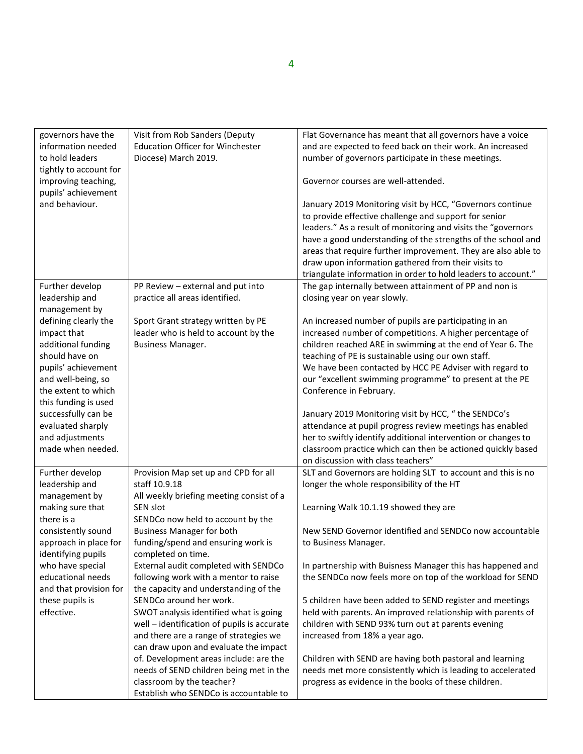| | | |
|---|---|---|
| governors have the information needed to hold leaders tightly to account for improving teaching, pupils' achievement and behaviour. | Visit from Rob Sanders (Deputy Education Officer for Winchester Diocese) March 2019. | Flat Governance has meant that all governors have a voice and are expected to feed back on their work. An increased number of governors participate in these meetings.<br><br>Governor courses are well-attended.<br><br>January 2019 Monitoring visit by HCC, "Governors continue to provide effective challenge and support for senior leaders." As a result of monitoring and visits the "governors have a good understanding of the strengths of the school and areas that require further improvement. They are also able to draw upon information gathered from their visits to triangulate information in order to hold leaders to account." |
| Further develop leadership and management by defining clearly the impact that additional funding should have on pupils' achievement and well-being, so the extent to which this funding is used successfully can be evaluated sharply and adjustments made when needed. | PP Review – external and put into practice all areas identified.<br><br>Sport Grant strategy written by PE leader who is held to account by the Business Manager. | The gap internally between attainment of PP and non is closing year on year slowly.<br><br>An increased number of pupils are participating in an increased number of competitions. A higher percentage of children reached ARE in swimming at the end of Year 6. The teaching of PE is sustainable using our own staff.<br>We have been contacted by HCC PE Adviser with regard to our "excellent swimming programme" to present at the PE Conference in February.<br><br>January 2019 Monitoring visit by HCC, " the SENDCo's attendance at pupil progress review meetings has enabled her to swiftly identify additional intervention or changes to classroom practice which can then be actioned quickly based on discussion with class teachers" |
| Further develop leadership and management by making sure that there is a consistently sound approach in place for identifying pupils who have special educational needs and that provision for these pupils is effective. | Provision Map set up and CPD for all staff 10.9.18<br>All weekly briefing meeting consist of a SEN slot<br>SENDCo now held to account by the Business Manager for both funding/spend and ensuring work is completed on time.<br>External audit completed with SENDCo following work with a mentor to raise the capacity and understanding of the SENDCo around her work.<br>SWOT analysis identified what is going well – identification of pupils is accurate and there are a range of strategies we can draw upon and evaluate the impact of. Development areas include: are the needs of SEND children being met in the classroom by the teacher?<br>Establish who SENDCo is accountable to | SLT and Governors are holding SLT to account and this is no longer the whole responsibility of the HT<br><br>Learning Walk 10.1.19 showed they are<br><br>New SEND Governor identified and SENDCo now accountable to Business Manager.<br><br>In partnership with Buisness Manager this has happened and the SENDCo now feels more on top of the workload for SEND<br><br>5 children have been added to SEND register and meetings held with parents. An improved relationship with parents of children with SEND 93% turn out at parents evening increased from 18% a year ago.<br><br>Children with SEND are having both pastoral and learning needs met more consistently which is leading to accelerated progress as evidence in the books of these children. |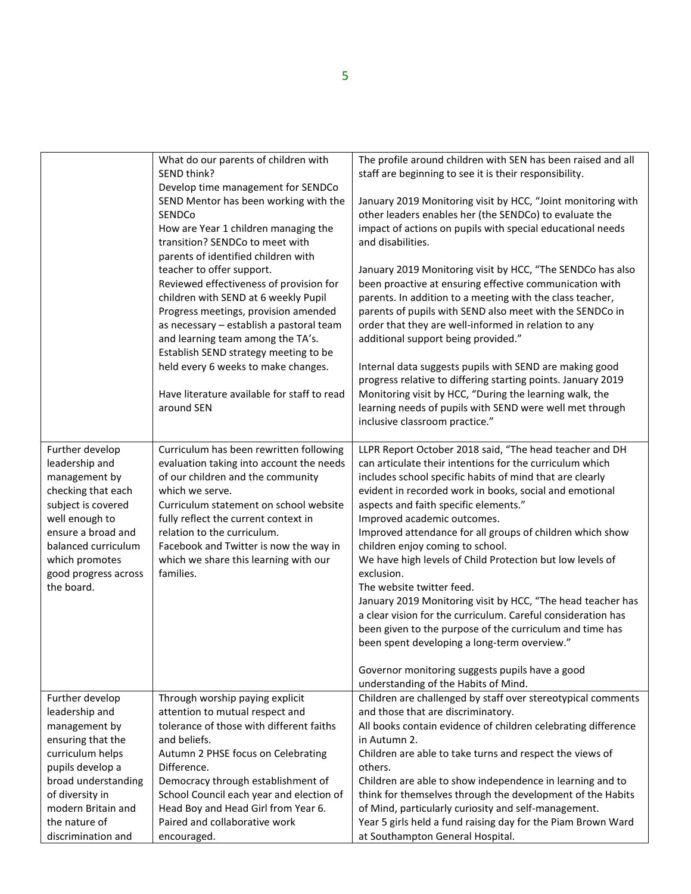| | | |
|---|---|---|
| | What do our parents of children with SEND think?<br>Develop time management for SENDCo<br>SEND Mentor has been working with the SENDCo<br>How are Year 1 children managing the transition? SENDCo to meet with parents of identified children with teacher to offer support.<br>Reviewed effectiveness of provision for children with SEND at 6 weekly Pupil Progress meetings, provision amended as necessary – establish a pastoral team and learning team among the TA's.<br>Establish SEND strategy meeting to be held every 6 weeks to make changes.<br><br>Have literature available for staff to read around SEN | The profile around children with SEN has been raised and all staff are beginning to see it is their responsibility.<br><br>January 2019 Monitoring visit by HCC, "Joint monitoring with other leaders enables her (the SENDCo) to evaluate the impact of actions on pupils with special educational needs and disabilities.<br><br>January 2019 Monitoring visit by HCC, "The SENDCo has also been proactive at ensuring effective communication with parents. In addition to a meeting with the class teacher, parents of pupils with SEND also meet with the SENDCo in order that they are well-informed in relation to any additional support being provided."<br><br>Internal data suggests pupils with SEND are making good progress relative to differing starting points. January 2019 Monitoring visit by HCC, "During the learning walk, the learning needs of pupils with SEND were well met through inclusive classroom practice." |
| Further develop leadership and management by checking that each subject is covered well enough to ensure a broad and balanced curriculum which promotes good progress across the board. | Curriculum has been rewritten following evaluation taking into account the needs of our children and the community which we serve.<br>Curriculum statement on school website fully reflect the current context in relation to the curriculum.<br>Facebook and Twitter is now the way in which we share this learning with our families. | LLPR Report October 2018 said, "The head teacher and DH can articulate their intentions for the curriculum which includes school specific habits of mind that are clearly evident in recorded work in books, social and emotional aspects and faith specific elements."<br>Improved academic outcomes.<br>Improved attendance for all groups of children which show children enjoy coming to school.<br>We have high levels of Child Protection but low levels of exclusion.<br>The website twitter feed.<br>January 2019 Monitoring visit by HCC, "The head teacher has a clear vision for the curriculum. Careful consideration has been given to the purpose of the curriculum and time has been spent developing a long-term overview."<br><br>Governor monitoring suggests pupils have a good understanding of the Habits of Mind. |
| Further develop leadership and management by ensuring that the curriculum helps pupils develop a broad understanding of diversity in modern Britain and the nature of discrimination and | Through worship paying explicit attention to mutual respect and tolerance of those with different faiths and beliefs.<br>Autumn 2 PHSE focus on Celebrating Difference.<br>Democracy through establishment of School Council each year and election of Head Boy and Head Girl from Year 6.<br>Paired and collaborative work encouraged. | Children are challenged by staff over stereotypical comments and those that are discriminatory.<br>All books contain evidence of children celebrating difference in Autumn 2.<br>Children are able to take turns and respect the views of others.<br>Children are able to show independence in learning and to think for themselves through the development of the Habits of Mind, particularly curiosity and self-management.<br>Year 5 girls held a fund raising day for the Piam Brown Ward at Southampton General Hospital. |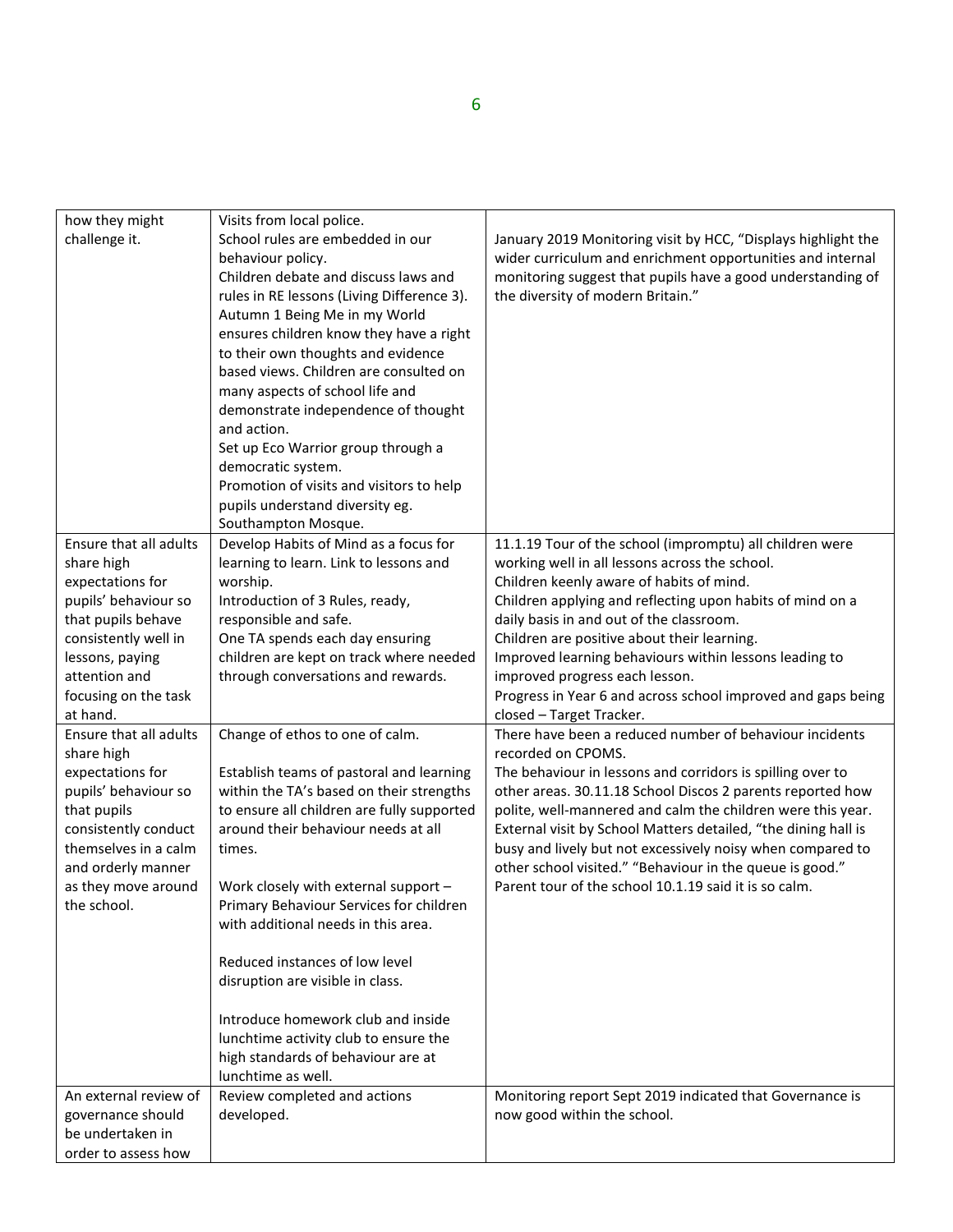| | | |
|---|---|---|
| how they might challenge it. | Visits from local police.<br>School rules are embedded in our behaviour policy.<br>Children debate and discuss laws and rules in RE lessons (Living Difference 3).<br>Autumn 1 Being Me in my World ensures children know they have a right to their own thoughts and evidence based views. Children are consulted on many aspects of school life and demonstrate independence of thought and action.<br>Set up Eco Warrior group through a democratic system.<br>Promotion of visits and visitors to help pupils understand diversity eg. Southampton Mosque. | January 2019 Monitoring visit by HCC, "Displays highlight the wider curriculum and enrichment opportunities and internal monitoring suggest that pupils have a good understanding of the diversity of modern Britain." |
| Ensure that all adults share high expectations for pupils' behaviour so that pupils behave consistently well in lessons, paying attention and focusing on the task at hand. | Develop Habits of Mind as a focus for learning to learn. Link to lessons and worship.<br>Introduction of 3 Rules, ready, responsible and safe.<br>One TA spends each day ensuring children are kept on track where needed through conversations and rewards. | 11.1.19 Tour of the school (impromptu) all children were working well in all lessons across the school.<br>Children keenly aware of habits of mind.<br>Children applying and reflecting upon habits of mind on a daily basis in and out of the classroom.<br>Children are positive about their learning.<br>Improved learning behaviours within lessons leading to improved progress each lesson.<br>Progress in Year 6 and across school improved and gaps being closed – Target Tracker. |
| Ensure that all adults share high expectations for pupils' behaviour so that pupils consistently conduct themselves in a calm and orderly manner as they move around the school. | Change of ethos to one of calm.<br><br>Establish teams of pastoral and learning within the TA's based on their strengths to ensure all children are fully supported around their behaviour needs at all times.<br><br>Work closely with external support – Primary Behaviour Services for children with additional needs in this area.<br><br>Reduced instances of low level disruption are visible in class.<br><br>Introduce homework club and inside lunchtime activity club to ensure the high standards of behaviour are at lunchtime as well. | There have been a reduced number of behaviour incidents recorded on CPOMS.<br>The behaviour in lessons and corridors is spilling over to other areas. 30.11.18 School Discos 2 parents reported how polite, well-mannered and calm the children were this year.<br>External visit by School Matters detailed, "the dining hall is busy and lively but not excessively noisy when compared to other school visited." "Behaviour in the queue is good."<br>Parent tour of the school 10.1.19 said it is so calm. |
| An external review of governance should be undertaken in order to assess how | Review completed and actions developed. | Monitoring report Sept 2019 indicated that Governance is now good within the school. |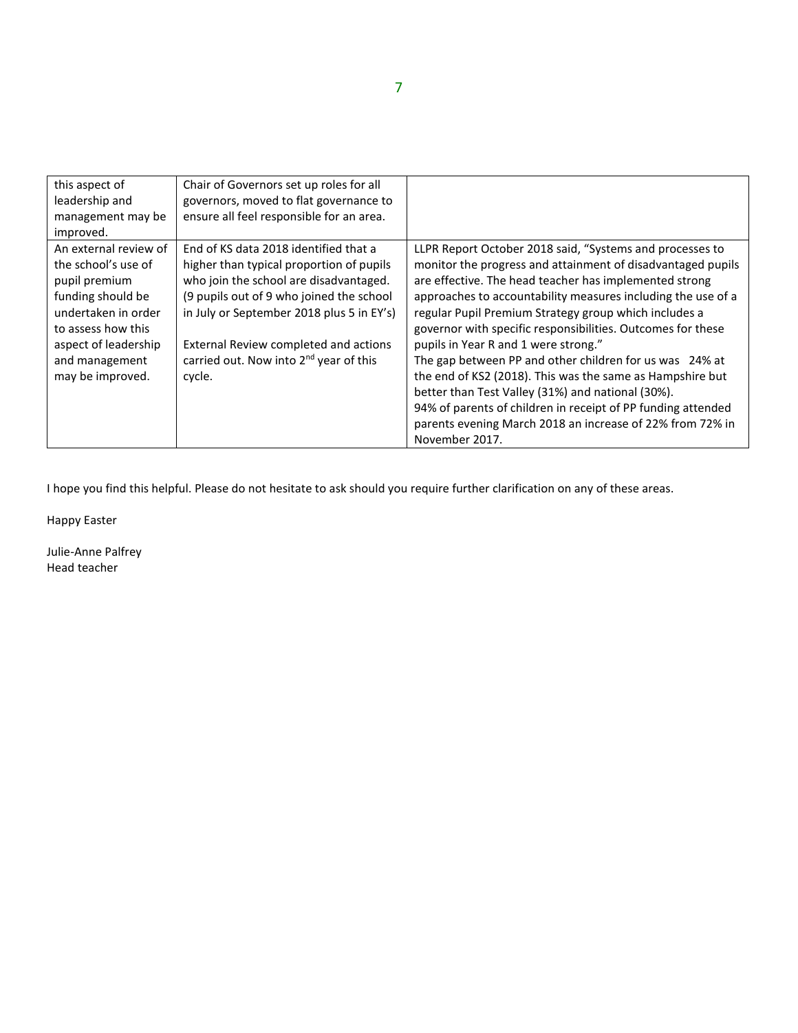| | | |
|---|---|---|
| this aspect of leadership and management may be improved. | Chair of Governors set up roles for all governors, moved to flat governance to ensure all feel responsible for an area. | |
| An external review of the school's use of pupil premium funding should be undertaken in order to assess how this aspect of leadership and management may be improved. | End of KS data 2018 identified that a higher than typical proportion of pupils who join the school are disadvantaged. (9 pupils out of 9 who joined the school in July or September 2018 plus 5 in EY's)<br><br>External Review completed and actions carried out. Now into 2nd year of this cycle. | LLPR Report October 2018 said, "Systems and processes to monitor the progress and attainment of disadvantaged pupils are effective. The head teacher has implemented strong approaches to accountability measures including the use of a regular Pupil Premium Strategy group which includes a governor with specific responsibilities. Outcomes for these pupils in Year R and 1 were strong."<br>The gap between PP and other children for us was 24% at the end of KS2 (2018). This was the same as Hampshire but better than Test Valley (31%) and national (30%).<br>94% of parents of children in receipt of PP funding attended parents evening March 2018 an increase of 22% from 72% in November 2017. |

I hope you find this helpful. Please do not hesitate to ask should you require further clarification on any of these areas.

Happy Easter

Julie-Anne Palfrey
Head teacher